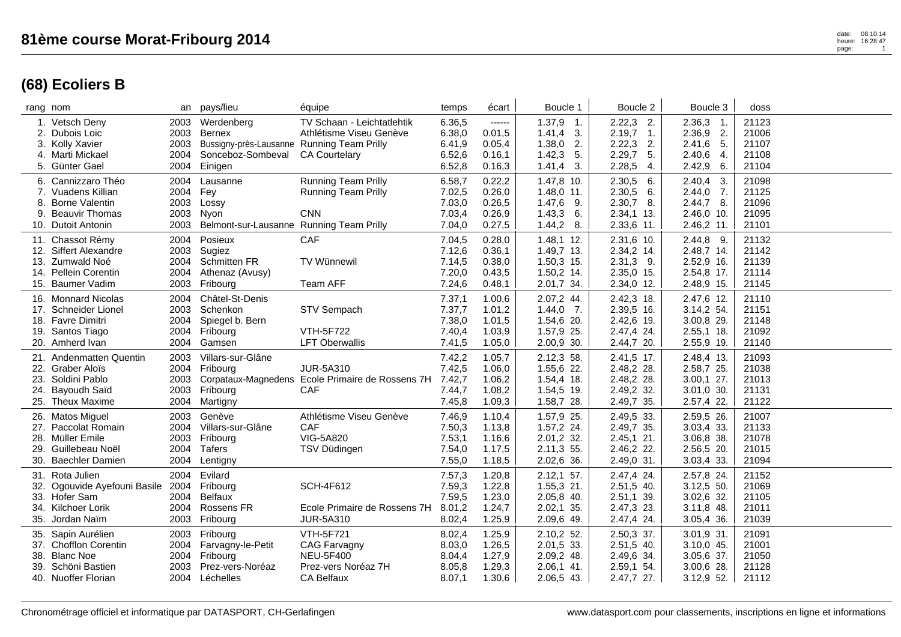# 81ème course Morat-Fribourg 2014

## (68) Ecoliers B

| rang | nom | an | pays/lieu | équipe | temps | écart | Boucle 1 | Boucle 2 | Boucle 3 | doss |
|---|---|---|---|---|---|---|---|---|---|---|
| 1. | Vetsch Deny | 2003 | Werdenberg | TV Schaan - Leichtatlehtik | 6.36,5 | ------ | 1.37,9 1. | 2.22,3 2. | 2.36,3 1. | 21123 |
| 2. | Dubois Loic | 2003 | Bernex | Athlétisme Viseu Genève | 6.38,0 | 0.01,5 | 1.41,4 3. | 2.19,7 1. | 2.36,9 2. | 21006 |
| 3. | Kolly Xavier | 2003 | Bussigny-près-Lausanne | Running Team Prilly | 6.41,9 | 0.05,4 | 1.38,0 2. | 2.22,3 2. | 2.41,6 5. | 21107 |
| 4. | Marti Mickael | 2004 | Sonceboz-Sombeval | CA Courtelary | 6.52,6 | 0.16,1 | 1.42,3 5. | 2.29,7 5. | 2.40,6 4. | 21108 |
| 5. | Günter Gael | 2004 | Einigen | | 6.52,8 | 0.16,3 | 1.41,4 3. | 2.28,5 4. | 2.42,9 6. | 21104 |
| 6. | Cannizzaro Théo | 2004 | Lausanne | Running Team Prilly | 6.58,7 | 0.22,2 | 1.47,8 10. | 2.30,5 6. | 2.40,4 3. | 21098 |
| 7. | Vuadens Killian | 2004 | Fey | Running Team Prilly | 7.02,5 | 0.26,0 | 1.48,0 11. | 2.30,5 6. | 2.44,0 7. | 21125 |
| 8. | Borne Valentin | 2003 | Lossy | | 7.03,0 | 0.26,5 | 1.47,6 9. | 2.30,7 8. | 2.44,7 8. | 21096 |
| 9. | Beauvir Thomas | 2003 | Nyon | CNN | 7.03,4 | 0.26,9 | 1.43,3 6. | 2.34,1 13. | 2.46,0 10. | 21095 |
| 10. | Dutoit Antonin | 2003 | Belmont-sur-Lausanne | Running Team Prilly | 7.04,0 | 0.27,5 | 1.44,2 8. | 2.33,6 11. | 2.46,2 11. | 21101 |
| 11. | Chassot Rémy | 2004 | Posieux | CAF | 7.04,5 | 0.28,0 | 1.48,1 12. | 2.31,6 10. | 2.44,8 9. | 21132 |
| 12. | Siffert Alexandre | 2003 | Sugiez | | 7.12,6 | 0.36,1 | 1.49,7 13. | 2.34,2 14. | 2.48,7 14. | 21142 |
| 13. | Zumwald Noé | 2004 | Schmitten FR | TV Wünnewil | 7.14,5 | 0.38,0 | 1.50,3 15. | 2.31,3 9. | 2.52,9 16. | 21139 |
| 14. | Pellein Corentin | 2004 | Athenaz (Avusy) | | 7.20,0 | 0.43,5 | 1.50,2 14. | 2.35,0 15. | 2.54,8 17. | 21114 |
| 15. | Baumer Vadim | 2003 | Fribourg | Team AFF | 7.24,6 | 0.48,1 | 2.01,7 34. | 2.34,0 12. | 2.48,9 15. | 21145 |
| 16. | Monnard Nicolas | 2004 | Châtel-St-Denis | | 7.37,1 | 1.00,6 | 2.07,2 44. | 2.42,3 18. | 2.47,6 12. | 21110 |
| 17. | Schneider Lionel | 2003 | Schenkon | STV Sempach | 7.37,7 | 1.01,2 | 1.44,0 7. | 2.39,5 16. | 3.14,2 54. | 21151 |
| 18. | Favre Dimitri | 2004 | Spiegel b. Bern | | 7.38,0 | 1.01,5 | 1.54,6 20. | 2.42,6 19. | 3.00,8 29. | 21148 |
| 19. | Santos Tiago | 2004 | Fribourg | VTH-5F722 | 7.40,4 | 1.03,9 | 1.57,9 25. | 2.47,4 24. | 2.55,1 18. | 21092 |
| 20. | Amherd Ivan | 2004 | Gamsen | LFT Oberwallis | 7.41,5 | 1.05,0 | 2.00,9 30. | 2.44,7 20. | 2.55,9 19. | 21140 |
| 21. | Andenmatten Quentin | 2003 | Villars-sur-Glâne | | 7.42,2 | 1.05,7 | 2.12,3 58. | 2.41,5 17. | 2.48,4 13. | 21093 |
| 22. | Graber Aloïs | 2004 | Fribourg | JUR-5A310 | 7.42,5 | 1.06,0 | 1.55,6 22. | 2.48,2 28. | 2.58,7 25. | 21038 |
| 23. | Soldini Pablo | 2003 | Corpataux-Magnedens | Ecole Primaire de Rossens 7H | 7.42,7 | 1.06,2 | 1.54,4 18. | 2.48,2 28. | 3.00,1 27. | 21013 |
| 24. | Bayoudh Saïd | 2003 | Fribourg | CAF | 7.44,7 | 1.08,2 | 1.54,5 19. | 2.49,2 32. | 3.01,0 30. | 21131 |
| 25. | Theux Maxime | 2004 | Martigny | | 7.45,8 | 1.09,3 | 1.58,7 28. | 2.49,7 35. | 2.57,4 22. | 21122 |
| 26. | Matos Miguel | 2003 | Genève | Athlétisme Viseu Genève | 7.46,9 | 1.10,4 | 1.57,9 25. | 2.49,5 33. | 2.59,5 26. | 21007 |
| 27. | Paccolat Romain | 2004 | Villars-sur-Glâne | CAF | 7.50,3 | 1.13,8 | 1.57,2 24. | 2.49,7 35. | 3.03,4 33. | 21133 |
| 28. | Müller Emile | 2003 | Fribourg | VIG-5A820 | 7.53,1 | 1.16,6 | 2.01,2 32. | 2.45,1 21. | 3.06,8 38. | 21078 |
| 29. | Guillebeau Noël | 2004 | Tafers | TSV Düdingen | 7.54,0 | 1.17,5 | 2.11,3 55. | 2.46,2 22. | 2.56,5 20. | 21015 |
| 30. | Baechler Damien | 2004 | Lentigny | | 7.55,0 | 1.18,5 | 2.02,6 36. | 2.49,0 31. | 3.03,4 33. | 21094 |
| 31. | Rota Julien | 2004 | Evilard | | 7.57,3 | 1.20,8 | 2.12,1 57. | 2.47,4 24. | 2.57,8 24. | 21152 |
| 32. | Ogouvide Ayefouni Basile | 2004 | Fribourg | SCH-4F612 | 7.59,3 | 1.22,8 | 1.55,3 21. | 2.51,5 40. | 3.12,5 50. | 21069 |
| 33. | Hofer Sam | 2004 | Belfaux | | 7.59,5 | 1.23,0 | 2.05,8 40. | 2.51,1 39. | 3.02,6 32. | 21105 |
| 34. | Kilchoer Lorik | 2004 | Rossens FR | Ecole Primaire de Rossens 7H | 8.01,2 | 1.24,7 | 2.02,1 35. | 2.47,3 23. | 3.11,8 48. | 21011 |
| 35. | Jordan Naïm | 2003 | Fribourg | JUR-5A310 | 8.02,4 | 1.25,9 | 2.09,6 49. | 2.47,4 24. | 3.05,4 36. | 21039 |
| 35. | Sapin Aurélien | 2003 | Fribourg | VTH-5F721 | 8.02,4 | 1.25,9 | 2.10,2 52. | 2.50,3 37. | 3.01,9 31. | 21091 |
| 37. | Chofflon Corentin | 2004 | Farvagny-le-Petit | CAG Farvagny | 8.03,0 | 1.26,5 | 2.01,5 33. | 2.51,5 40. | 3.10,0 45. | 21001 |
| 38. | Blanc Noe | 2004 | Fribourg | NEU-5F400 | 8.04,4 | 1.27,9 | 2.09,2 48. | 2.49,6 34. | 3.05,6 37. | 21050 |
| 39. | Schöni Bastien | 2003 | Prez-vers-Noréaz | Prez-vers Noréaz 7H | 8.05,8 | 1.29,3 | 2.06,1 41. | 2.59,1 54. | 3.00,6 28. | 21128 |
| 40. | Nuoffer Florian | 2004 | Léchelles | CA Belfaux | 8.07,1 | 1.30,6 | 2.06,5 43. | 2.47,7 27. | 3.12,9 52. | 21112 |

Chronométrage officiel et informatique par DATASPORT, CH-Gerlafingen

www.datasport.com pour classements, inscriptions en ligne et informations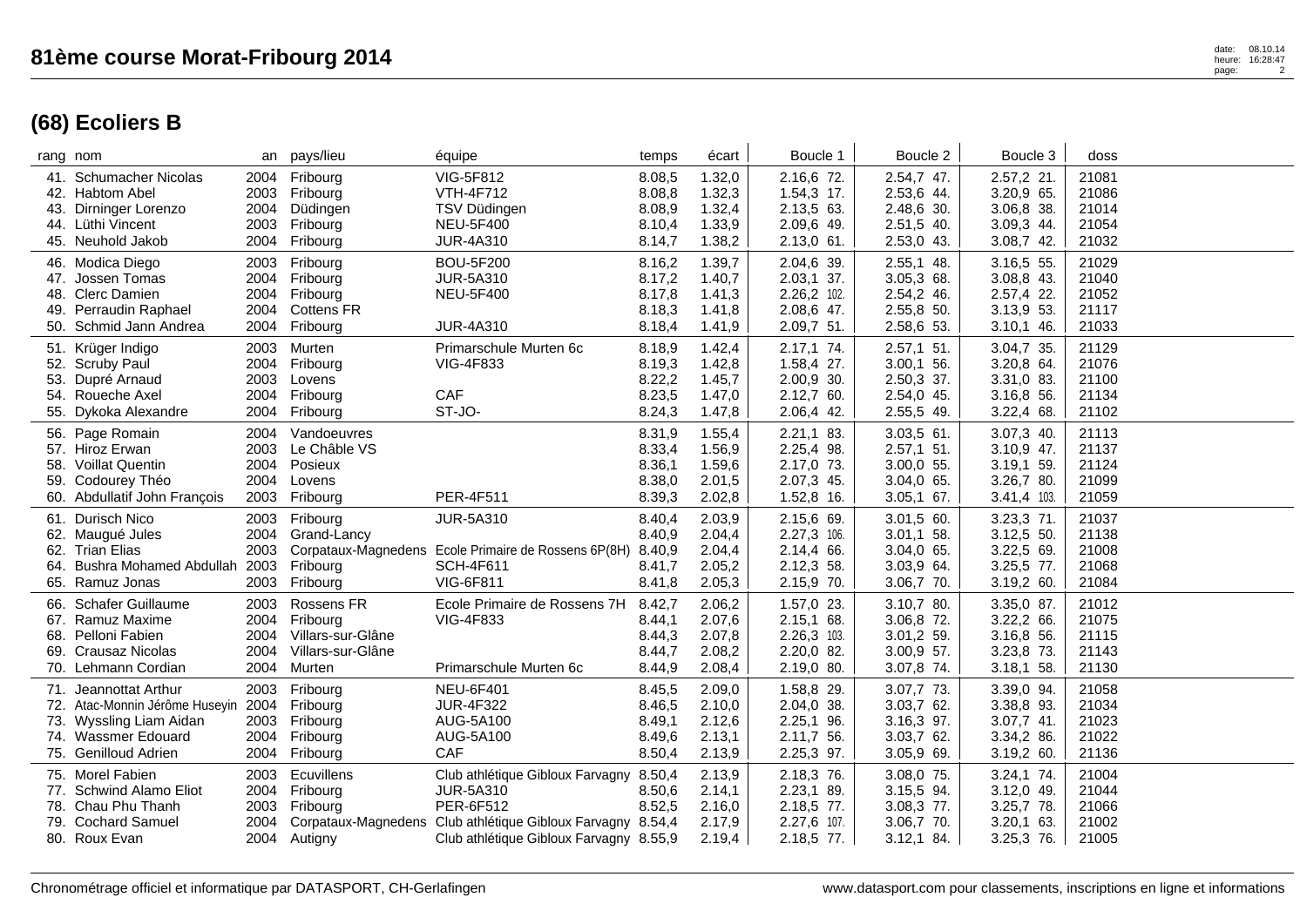# 81ème course Morat-Fribourg 2014

## (68) Ecoliers B

| rang | nom | an | pays/lieu | équipe | temps | écart | Boucle 1 | Boucle 2 | Boucle 3 | doss |
|---|---|---|---|---|---|---|---|---|---|---|
| 41. | Schumacher Nicolas | 2004 | Fribourg | VIG-5F812 | 8.08,5 | 1.32,0 | 2.16,6 72. | 2.54,7 47. | 2.57,2 21. | 21081 |
| 42. | Habtom Abel | 2003 | Fribourg | VTH-4F712 | 8.08,8 | 1.32,3 | 1.54,3 17. | 2.53,6 44. | 3.20,9 65. | 21086 |
| 43. | Dirninger Lorenzo | 2004 | Düdingen | TSV Düdingen | 8.08,9 | 1.32,4 | 2.13,5 63. | 2.48,6 30. | 3.06,8 38. | 21014 |
| 44. | Lüthi Vincent | 2003 | Fribourg | NEU-5F400 | 8.10,4 | 1.33,9 | 2.09,6 49. | 2.51,5 40. | 3.09,3 44. | 21054 |
| 45. | Neuhold Jakob | 2004 | Fribourg | JUR-4A310 | 8.14,7 | 1.38,2 | 2.13,0 61. | 2.53,0 43. | 3.08,7 42. | 21032 |
| 46. | Modica Diego | 2003 | Fribourg | BOU-5F200 | 8.16,2 | 1.39,7 | 2.04,6 39. | 2.55,1 48. | 3.16,5 55. | 21029 |
| 47. | Jossen Tomas | 2004 | Fribourg | JUR-5A310 | 8.17,2 | 1.40,7 | 2.03,1 37. | 3.05,3 68. | 3.08,8 43. | 21040 |
| 48. | Clerc Damien | 2004 | Fribourg | NEU-5F400 | 8.17,8 | 1.41,3 | 2.26,2 102. | 2.54,2 46. | 2.57,4 22. | 21052 |
| 49. | Perraudin Raphael | 2004 | Cottens FR | | 8.18,3 | 1.41,8 | 2.08,6 47. | 2.55,8 50. | 3.13,9 53. | 21117 |
| 50. | Schmid Jann Andrea | 2004 | Fribourg | JUR-4A310 | 8.18,4 | 1.41,9 | 2.09,7 51. | 2.58,6 53. | 3.10,1 46. | 21033 |
| 51. | Krüger Indigo | 2003 | Murten | Primarschule Murten 6c | 8.18,9 | 1.42,4 | 2.17,1 74. | 2.57,1 51. | 3.04,7 35. | 21129 |
| 52. | Scruby Paul | 2004 | Fribourg | VIG-4F833 | 8.19,3 | 1.42,8 | 1.58,4 27. | 3.00,1 56. | 3.20,8 64. | 21076 |
| 53. | Dupré Arnaud | 2003 | Lovens | | 8.22,2 | 1.45,7 | 2.00,9 30. | 2.50,3 37. | 3.31,0 83. | 21100 |
| 54. | Roueche Axel | 2004 | Fribourg | CAF | 8.23,5 | 1.47,0 | 2.12,7 60. | 2.54,0 45. | 3.16,8 56. | 21134 |
| 55. | Dykoka Alexandre | 2004 | Fribourg | ST-JO- | 8.24,3 | 1.47,8 | 2.06,4 42. | 2.55,5 49. | 3.22,4 68. | 21102 |
| 56. | Page Romain | 2004 | Vandoeuvres | | 8.31,9 | 1.55,4 | 2.21,1 83. | 3.03,5 61. | 3.07,3 40. | 21113 |
| 57. | Hiroz Erwan | 2003 | Le Châble VS | | 8.33,4 | 1.56,9 | 2.25,4 98. | 2.57,1 51. | 3.10,9 47. | 21137 |
| 58. | Voillat Quentin | 2004 | Posieux | | 8.36,1 | 1.59,6 | 2.17,0 73. | 3.00,0 55. | 3.19,1 59. | 21124 |
| 59. | Codourey Théo | 2004 | Lovens | | 8.38,0 | 2.01,5 | 2.07,3 45. | 3.04,0 65. | 3.26,7 80. | 21099 |
| 60. | Abdullatif John François | 2003 | Fribourg | PER-4F511 | 8.39,3 | 2.02,8 | 1.52,8 16. | 3.05,1 67. | 3.41,4 103. | 21059 |
| 61. | Durisch Nico | 2003 | Fribourg | JUR-5A310 | 8.40,4 | 2.03,9 | 2.15,6 69. | 3.01,5 60. | 3.23,3 71. | 21037 |
| 62. | Maugué Jules | 2004 | Grand-Lancy | | 8.40,9 | 2.04,4 | 2.27,3 106. | 3.01,1 58. | 3.12,5 50. | 21138 |
| 62. | Trian Elias | 2003 | Corpataux-Magnedens | Ecole Primaire de Rossens 6P(8H) | 8.40,9 | 2.04,4 | 2.14,4 66. | 3.04,0 65. | 3.22,5 69. | 21008 |
| 64. | Bushra Mohamed Abdullah | 2003 | Fribourg | SCH-4F611 | 8.41,7 | 2.05,2 | 2.12,3 58. | 3.03,9 64. | 3.25,5 77. | 21068 |
| 65. | Ramuz Jonas | 2003 | Fribourg | VIG-6F811 | 8.41,8 | 2.05,3 | 2.15,9 70. | 3.06,7 70. | 3.19,2 60. | 21084 |
| 66. | Schafer Guillaume | 2003 | Rossens FR | Ecole Primaire de Rossens 7H | 8.42,7 | 2.06,2 | 1.57,0 23. | 3.10,7 80. | 3.35,0 87. | 21012 |
| 67. | Ramuz Maxime | 2004 | Fribourg | VIG-4F833 | 8.44,1 | 2.07,6 | 2.15,1 68. | 3.06,8 72. | 3.22,2 66. | 21075 |
| 68. | Pelloni Fabien | 2004 | Villars-sur-Glâne | | 8.44,3 | 2.07,8 | 2.26,3 103. | 3.01,2 59. | 3.16,8 56. | 21115 |
| 69. | Crausaz Nicolas | 2004 | Villars-sur-Glâne | | 8.44,7 | 2.08,2 | 2.20,0 82. | 3.00,9 57. | 3.23,8 73. | 21143 |
| 70. | Lehmann Cordian | 2004 | Murten | Primarschule Murten 6c | 8.44,9 | 2.08,4 | 2.19,0 80. | 3.07,8 74. | 3.18,1 58. | 21130 |
| 71. | Jeannottat Arthur | 2003 | Fribourg | NEU-6F401 | 8.45,5 | 2.09,0 | 1.58,8 29. | 3.07,7 73. | 3.39,0 94. | 21058 |
| 72. | Atac-Monnin Jérôme Huseyin | 2004 | Fribourg | JUR-4F322 | 8.46,5 | 2.10,0 | 2.04,0 38. | 3.03,7 62. | 3.38,8 93. | 21034 |
| 73. | Wyssling Liam Aidan | 2003 | Fribourg | AUG-5A100 | 8.49,1 | 2.12,6 | 2.25,1 96. | 3.16,3 97. | 3.07,7 41. | 21023 |
| 74. | Wassmer Edouard | 2004 | Fribourg | AUG-5A100 | 8.49,6 | 2.13,1 | 2.11,7 56. | 3.03,7 62. | 3.34,2 86. | 21022 |
| 75. | Genilloud Adrien | 2004 | Fribourg | CAF | 8.50,4 | 2.13,9 | 2.25,3 97. | 3.05,9 69. | 3.19,2 60. | 21136 |
| 75. | Morel Fabien | 2003 | Ecuvillens | Club athlétique Gibloux Farvagny | 8.50,4 | 2.13,9 | 2.18,3 76. | 3.08,0 75. | 3.24,1 74. | 21004 |
| 77. | Schwind Alamo Eliot | 2004 | Fribourg | JUR-5A310 | 8.50,6 | 2.14,1 | 2.23,1 89. | 3.15,5 94. | 3.12,0 49. | 21044 |
| 78. | Chau Phu Thanh | 2003 | Fribourg | PER-6F512 | 8.52,5 | 2.16,0 | 2.18,5 77. | 3.08,3 77. | 3.25,7 78. | 21066 |
| 79. | Cochard Samuel | 2004 | Corpataux-Magnedens | Club athlétique Gibloux Farvagny | 8.54,4 | 2.17,9 | 2.27,6 107. | 3.06,7 70. | 3.20,1 63. | 21002 |
| 80. | Roux Evan | 2004 | Autigny | Club athlétique Gibloux Farvagny | 8.55,9 | 2.19,4 | 2.18,5 77. | 3.12,1 84. | 3.25,3 76. | 21005 |

Chronométrage officiel et informatique par DATASPORT, CH-Gerlafingen

www.datasport.com pour classements, inscriptions en ligne et informations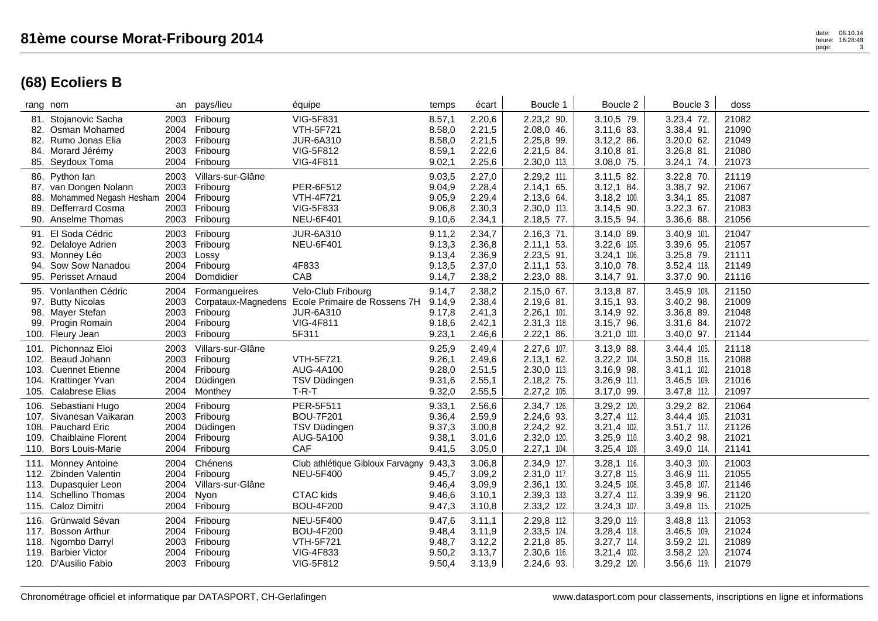# 81ème course Morat-Fribourg 2014

## (68) Ecoliers B

| rang | nom | an | pays/lieu | équipe | temps | écart | Boucle 1 | Boucle 2 | Boucle 3 | doss |
|---|---|---|---|---|---|---|---|---|---|---|
| 81. | Stojanovic Sacha | 2003 | Fribourg | VIG-5F831 | 8.57,1 | 2.20,6 | 2.23,2 90. | 3.10,5 79. | 3.23,4 72. | 21082 |
| 82. | Osman Mohamed | 2004 | Fribourg | VTH-5F721 | 8.58,0 | 2.21,5 | 2.08,0 46. | 3.11,6 83. | 3.38,4 91. | 21090 |
| 82. | Rumo Jonas Elia | 2003 | Fribourg | JUR-6A310 | 8.58,0 | 2.21,5 | 2.25,8 99. | 3.12,2 86. | 3.20,0 62. | 21049 |
| 84. | Morard Jérémy | 2003 | Fribourg | VIG-5F812 | 8.59,1 | 2.22,6 | 2.21,5 84. | 3.10,8 81. | 3.26,8 81. | 21080 |
| 85. | Seydoux Toma | 2004 | Fribourg | VIG-4F811 | 9.02,1 | 2.25,6 | 2.30,0 113. | 3.08,0 75. | 3.24,1 74. | 21073 |
| 86. | Python Ian | 2003 | Villars-sur-Glâne | | 9.03,5 | 2.27,0 | 2.29,2 111. | 3.11,5 82. | 3.22,8 70. | 21119 |
| 87. | van Dongen Nolann | 2003 | Fribourg | PER-6F512 | 9.04,9 | 2.28,4 | 2.14,1 65. | 3.12,1 84. | 3.38,7 92. | 21067 |
| 88. | Mohammed Negash Hesham | 2004 | Fribourg | VTH-4F721 | 9.05,9 | 2.29,4 | 2.13,6 64. | 3.18,2 100. | 3.34,1 85. | 21087 |
| 89. | Defferrard Cosma | 2003 | Fribourg | VIG-5F833 | 9.06,8 | 2.30,3 | 2.30,0 113. | 3.14,5 90. | 3.22,3 67. | 21083 |
| 90. | Anselme Thomas | 2003 | Fribourg | NEU-6F401 | 9.10,6 | 2.34,1 | 2.18,5 77. | 3.15,5 94. | 3.36,6 88. | 21056 |
| 91. | El Soda Cédric | 2003 | Fribourg | JUR-6A310 | 9.11,2 | 2.34,7 | 2.16,3 71. | 3.14,0 89. | 3.40,9 101. | 21047 |
| 92. | Delaloye Adrien | 2003 | Fribourg | NEU-6F401 | 9.13,3 | 2.36,8 | 2.11,1 53. | 3.22,6 105. | 3.39,6 95. | 21057 |
| 93. | Monney Léo | 2003 | Lossy | | 9.13,4 | 2.36,9 | 2.23,5 91. | 3.24,1 106. | 3.25,8 79. | 21111 |
| 94. | Sow Sow Nanadou | 2004 | Fribourg | 4F833 | 9.13,5 | 2.37,0 | 2.11,1 53. | 3.10,0 78. | 3.52,4 118. | 21149 |
| 95. | Perisset Arnaud | 2004 | Domdidier | CAB | 9.14,7 | 2.38,2 | 2.23,0 88. | 3.14,7 91. | 3.37,0 90. | 21116 |
| 95. | Vonlanthen Cédric | 2004 | Formangueires | Velo-Club Fribourg | 9.14,7 | 2.38,2 | 2.15,0 67. | 3.13,8 87. | 3.45,9 108. | 21150 |
| 97. | Butty Nicolas | 2003 | Corpataux-Magnedens | Ecole Primaire de Rossens 7H | 9.14,9 | 2.38,4 | 2.19,6 81. | 3.15,1 93. | 3.40,2 98. | 21009 |
| 98. | Mayer Stefan | 2003 | Fribourg | JUR-6A310 | 9.17,8 | 2.41,3 | 2.26,1 101. | 3.14,9 92. | 3.36,8 89. | 21048 |
| 99. | Progin Romain | 2004 | Fribourg | VIG-4F811 | 9.18,6 | 2.42,1 | 2.31,3 118. | 3.15,7 96. | 3.31,6 84. | 21072 |
| 100. | Fleury Jean | 2003 | Fribourg | 5F311 | 9.23,1 | 2.46,6 | 2.22,1 86. | 3.21,0 101. | 3.40,0 97. | 21144 |
| 101. | Pichonnaz Eloi | 2003 | Villars-sur-Glâne | | 9.25,9 | 2.49,4 | 2.27,6 107. | 3.13,9 88. | 3.44,4 105. | 21118 |
| 102. | Beaud Johann | 2003 | Fribourg | VTH-5F721 | 9.26,1 | 2.49,6 | 2.13,1 62. | 3.22,2 104. | 3.50,8 116. | 21088 |
| 103. | Cuennet Etienne | 2004 | Fribourg | AUG-4A100 | 9.28,0 | 2.51,5 | 2.30,0 113. | 3.16,9 98. | 3.41,1 102. | 21018 |
| 104. | Krattinger Yvan | 2004 | Düdingen | TSV Düdingen | 9.31,6 | 2.55,1 | 2.18,2 75. | 3.26,9 111. | 3.46,5 109. | 21016 |
| 105. | Calabrese Elias | 2004 | Monthey | T-R-T | 9.32,0 | 2.55,5 | 2.27,2 105. | 3.17,0 99. | 3.47,8 112. | 21097 |
| 106. | Sebastiani Hugo | 2004 | Fribourg | PER-5F511 | 9.33,1 | 2.56,6 | 2.34,7 126. | 3.29,2 120. | 3.29,2 82. | 21064 |
| 107. | Sivanesan Vaikaran | 2003 | Fribourg | BOU-7F201 | 9.36,4 | 2.59,9 | 2.24,6 93. | 3.27,4 112. | 3.44,4 105. | 21031 |
| 108. | Pauchard Eric | 2004 | Düdingen | TSV Düdingen | 9.37,3 | 3.00,8 | 2.24,2 92. | 3.21,4 102. | 3.51,7 117. | 21126 |
| 109. | Chaiblaine Florent | 2004 | Fribourg | AUG-5A100 | 9.38,1 | 3.01,6 | 2.32,0 120. | 3.25,9 110. | 3.40,2 98. | 21021 |
| 110. | Bors Louis-Marie | 2004 | Fribourg | CAF | 9.41,5 | 3.05,0 | 2.27,1 104. | 3.25,4 109. | 3.49,0 114. | 21141 |
| 111. | Monney Antoine | 2004 | Chénens | Club athlétique Gibloux Farvagny | 9.43,3 | 3.06,8 | 2.34,9 127. | 3.28,1 116. | 3.40,3 100. | 21003 |
| 112. | Zbinden Valentin | 2004 | Fribourg | NEU-5F400 | 9.45,7 | 3.09,2 | 2.31,0 117. | 3.27,8 115. | 3.46,9 111. | 21055 |
| 113. | Dupasquier Leon | 2004 | Villars-sur-Glâne | | 9.46,4 | 3.09,9 | 2.36,1 130. | 3.24,5 108. | 3.45,8 107. | 21146 |
| 114. | Schellino Thomas | 2004 | Nyon | CTAC kids | 9.46,6 | 3.10,1 | 2.39,3 133. | 3.27,4 112. | 3.39,9 96. | 21120 |
| 115. | Caloz Dimitri | 2004 | Fribourg | BOU-4F200 | 9.47,3 | 3.10,8 | 2.33,2 122. | 3.24,3 107. | 3.49,8 115. | 21025 |
| 116. | Grünwald Sévan | 2004 | Fribourg | NEU-5F400 | 9.47,6 | 3.11,1 | 2.29,8 112. | 3.29,0 119. | 3.48,8 113. | 21053 |
| 117. | Bosson Arthur | 2004 | Fribourg | BOU-4F200 | 9.48,4 | 3.11,9 | 2.33,5 124. | 3.28,4 118. | 3.46,5 109. | 21024 |
| 118. | Ngombo Darryl | 2003 | Fribourg | VTH-5F721 | 9.48,7 | 3.12,2 | 2.21,8 85. | 3.27,7 114. | 3.59,2 121. | 21089 |
| 119. | Barbier Victor | 2004 | Fribourg | VIG-4F833 | 9.50,2 | 3.13,7 | 2.30,6 116. | 3.21,4 102. | 3.58,2 120. | 21074 |
| 120. | D'Ausilio Fabio | 2003 | Fribourg | VIG-5F812 | 9.50,4 | 3.13,9 | 2.24,6 93. | 3.29,2 120. | 3.56,6 119. | 21079 |

Chronométrage officiel et informatique par DATASPORT, CH-Gerlafingen — www.datasport.com pour classements, inscriptions en ligne et informations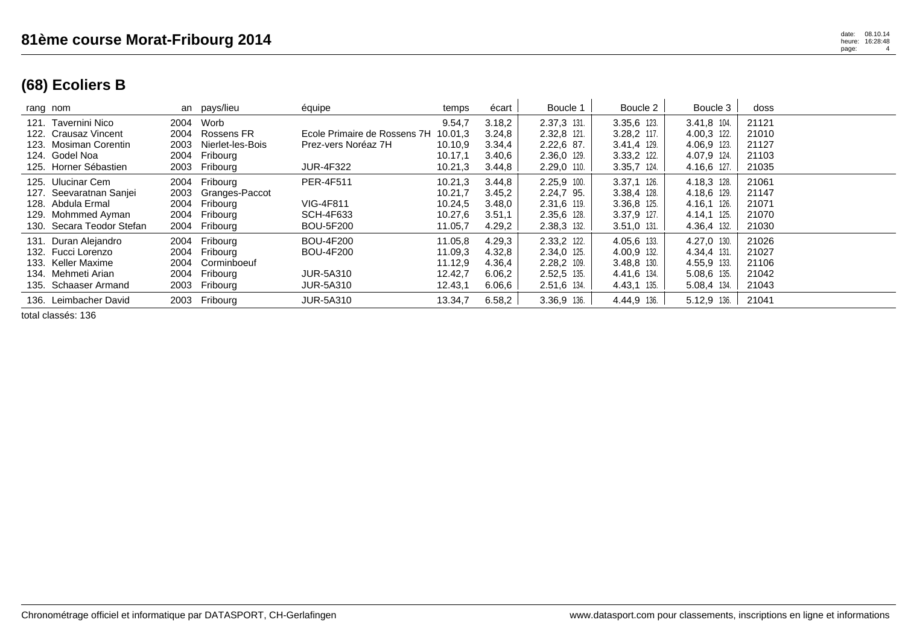# 81ème course Morat-Fribourg 2014

## (68) Ecoliers B

| rang | nom | an | pays/lieu | équipe | temps | écart | Boucle 1 | Boucle 2 | Boucle 3 | doss |
|---|---|---|---|---|---|---|---|---|---|---|
| 121. | Tavernini Nico | 2004 | Worb | | 9.54,7 | 3.18,2 | 2.37,3 131. | 3.35,6 123. | 3.41,8 104. | 21121 |
| 122. | Crausaz Vincent | 2004 | Rossens FR | Ecole Primaire de Rossens 7H | 10.01,3 | 3.24,8 | 2.32,8 121. | 3.28,2 117. | 4.00,3 122. | 21010 |
| 123. | Mosiman Corentin | 2003 | Nierlet-les-Bois | Prez-vers Noréaz 7H | 10.10,9 | 3.34,4 | 2.22,6 87. | 3.41,4 129. | 4.06,9 123. | 21127 |
| 124. | Godel Noa | 2004 | Fribourg | | 10.17,1 | 3.40,6 | 2.36,0 129. | 3.33,2 122. | 4.07,9 124. | 21103 |
| 125. | Horner Sébastien | 2003 | Fribourg | JUR-4F322 | 10.21,3 | 3.44,8 | 2.29,0 110. | 3.35,7 124. | 4.16,6 127. | 21035 |
| 125. | Ulucinar Cem | 2004 | Fribourg | PER-4F511 | 10.21,3 | 3.44,8 | 2.25,9 100. | 3.37,1 126. | 4.18,3 128. | 21061 |
| 127. | Seevaratnan Sanjei | 2003 | Granges-Paccot | | 10.21,7 | 3.45,2 | 2.24,7 95. | 3.38,4 128. | 4.18,6 129. | 21147 |
| 128. | Abdula Ermal | 2004 | Fribourg | VIG-4F811 | 10.24,5 | 3.48,0 | 2.31,6 119. | 3.36,8 125. | 4.16,1 126. | 21071 |
| 129. | Mohmmed Ayman | 2004 | Fribourg | SCH-4F633 | 10.27,6 | 3.51,1 | 2.35,6 128. | 3.37,9 127. | 4.14,1 125. | 21070 |
| 130. | Secara Teodor Stefan | 2004 | Fribourg | BOU-5F200 | 11.05,7 | 4.29,2 | 2.38,3 132. | 3.51,0 131. | 4.36,4 132. | 21030 |
| 131. | Duran Alejandro | 2004 | Fribourg | BOU-4F200 | 11.05,8 | 4.29,3 | 2.33,2 122. | 4.05,6 133. | 4.27,0 130. | 21026 |
| 132. | Fucci Lorenzo | 2004 | Fribourg | BOU-4F200 | 11.09,3 | 4.32,8 | 2.34,0 125. | 4.00,9 132. | 4.34,4 131. | 21027 |
| 133. | Keller Maxime | 2004 | Corminboeuf | | 11.12,9 | 4.36,4 | 2.28,2 109. | 3.48,8 130. | 4.55,9 133. | 21106 |
| 134. | Mehmeti Arian | 2004 | Fribourg | JUR-5A310 | 12.42,7 | 6.06,2 | 2.52,5 135. | 4.41,6 134. | 5.08,6 135. | 21042 |
| 135. | Schaaser Armand | 2003 | Fribourg | JUR-5A310 | 12.43,1 | 6.06,6 | 2.51,6 134. | 4.43,1 135. | 5.08,4 134. | 21043 |
| 136. | Leimbacher David | 2003 | Fribourg | JUR-5A310 | 13.34,7 | 6.58,2 | 3.36,9 136. | 4.44,9 136. | 5.12,9 136. | 21041 |

total classés: 136

Chronométrage officiel et informatique par DATASPORT, CH-Gerlafingen

www.datasport.com pour classements, inscriptions en ligne et informations